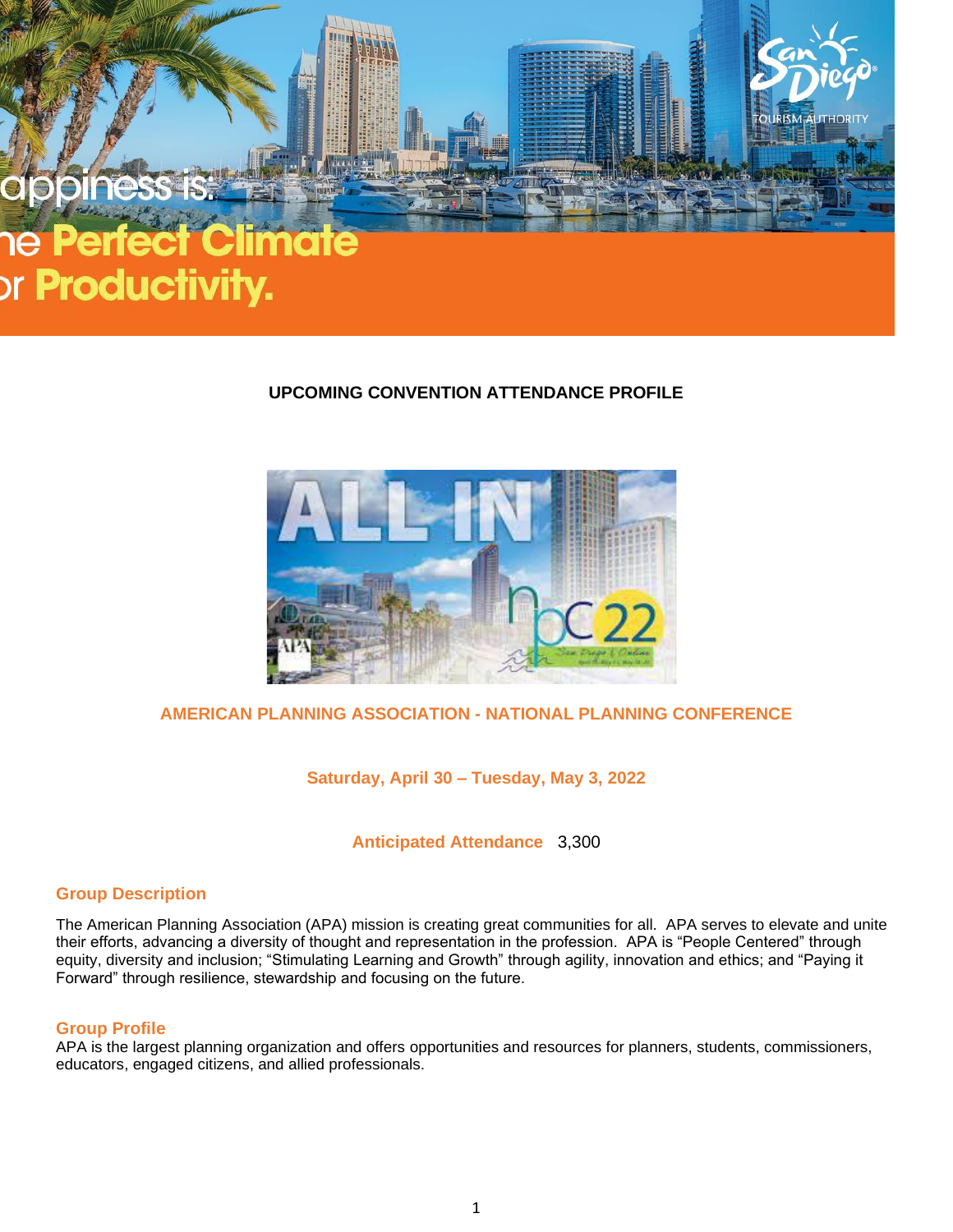appiness is:
he **Perfect Climate**
or **Productivity.**

San Diego TOURISM AUTHORITY

## UPCOMING CONVENTION ATTENDANCE PROFILE

### AMERICAN PLANNING ASSOCIATION - NATIONAL PLANNING CONFERENCE

**Saturday, April 30 – Tuesday, May 3, 2022**

**Anticipated Attendance** 3,300

### Group Description

The American Planning Association (APA) mission is creating great communities for all. APA serves to elevate and unite their efforts, advancing a diversity of thought and representation in the profession. APA is "People Centered" through equity, diversity and inclusion; "Stimulating Learning and Growth" through agility, innovation and ethics; and "Paying it Forward" through resilience, stewardship and focusing on the future.

### Group Profile

APA is the largest planning organization and offers opportunities and resources for planners, students, commissioners, educators, engaged citizens, and allied professionals.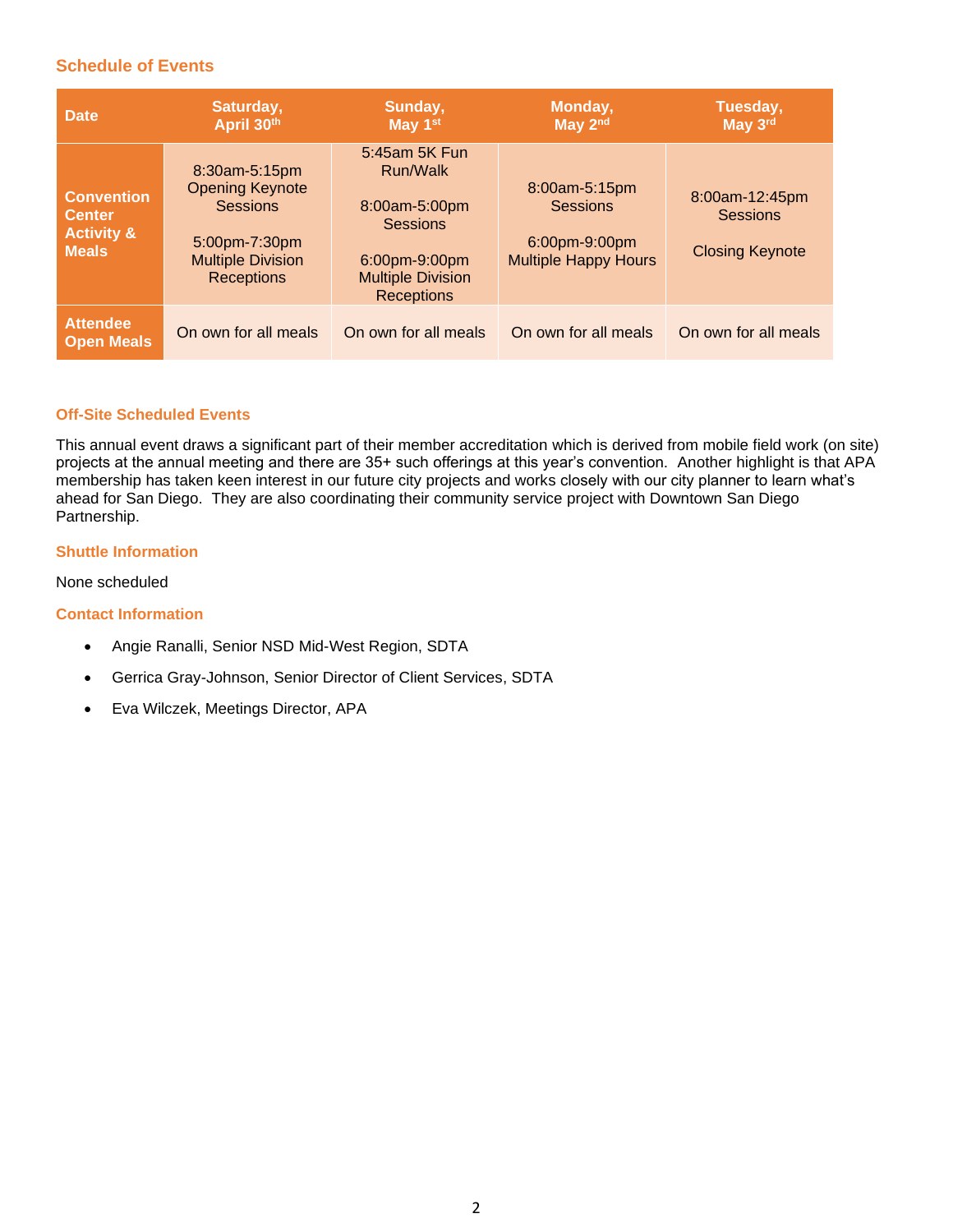## Schedule of Events

| Date | Saturday, April 30th | Sunday, May 1st | Monday, May 2nd | Tuesday, May 3rd |
|---|---|---|---|---|
| Convention Center Activity & Meals | 8:30am-5:15pm Opening Keynote Sessions<br><br>5:00pm-7:30pm Multiple Division Receptions | 5:45am 5K Fun Run/Walk<br><br>8:00am-5:00pm Sessions<br><br>6:00pm-9:00pm Multiple Division Receptions | 8:00am-5:15pm Sessions<br><br>6:00pm-9:00pm Multiple Happy Hours | 8:00am-12:45pm Sessions<br><br>Closing Keynote |
| Attendee Open Meals | On own for all meals | On own for all meals | On own for all meals | On own for all meals |

### Off-Site Scheduled Events

This annual event draws a significant part of their member accreditation which is derived from mobile field work (on site) projects at the annual meeting and there are 35+ such offerings at this year's convention. Another highlight is that APA membership has taken keen interest in our future city projects and works closely with our city planner to learn what's ahead for San Diego. They are also coordinating their community service project with Downtown San Diego Partnership.

### Shuttle Information

None scheduled

### Contact Information

- Angie Ranalli, Senior NSD Mid-West Region, SDTA
- Gerrica Gray-Johnson, Senior Director of Client Services, SDTA
- Eva Wilczek, Meetings Director, APA